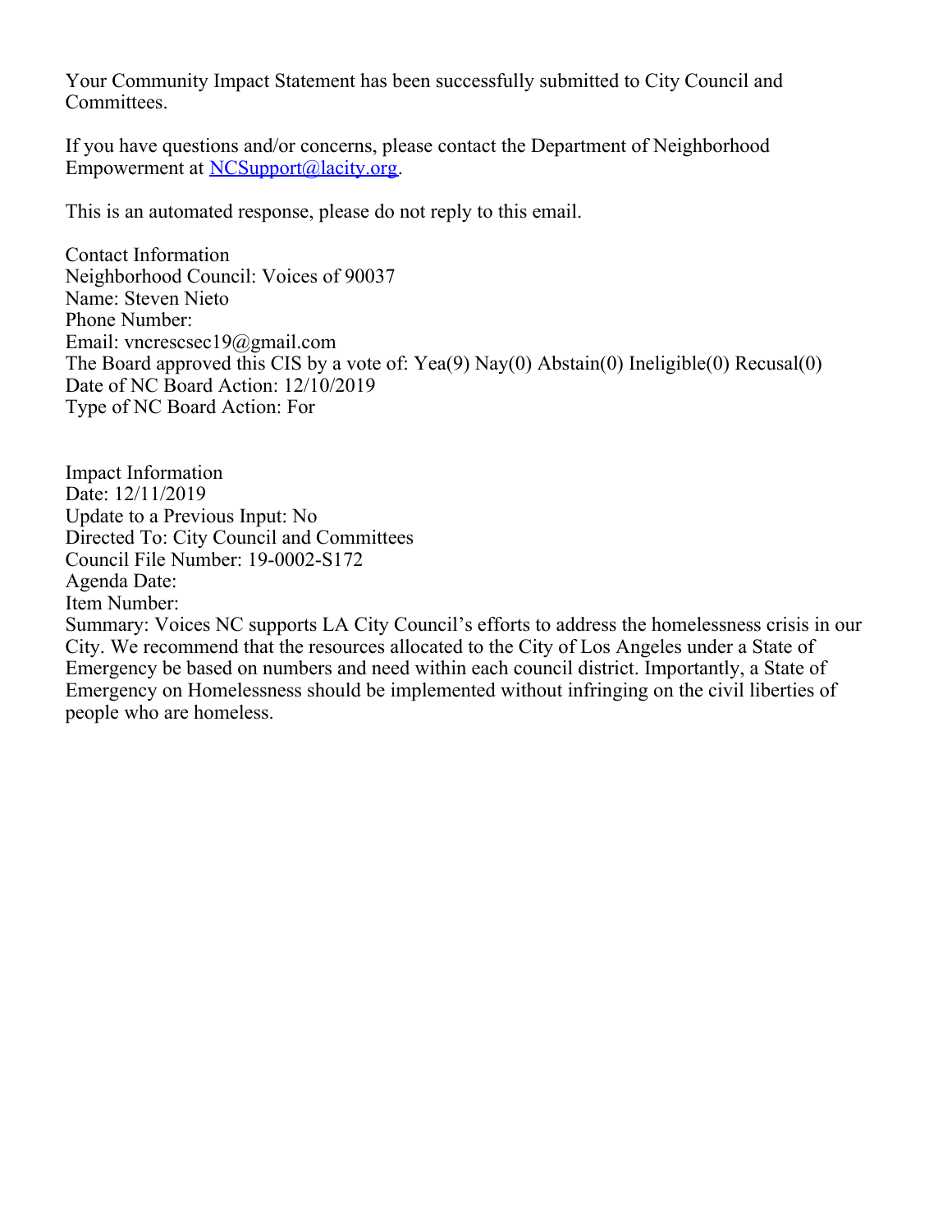Your Community Impact Statement has been successfully submitted to City Council and Committees.

If you have questions and/or concerns, please contact the Department of Neighborhood Empowerment at [NCSupport@lacity.org](mailto:NCSupport@lacity.org).

This is an automated response, please do not reply to this email.

Contact Information  
Neighborhood Council: Voices of 90037  
Name: Steven Nieto  
Phone Number:  
Email: vncrescsec19@gmail.com  
The Board approved this CIS by a vote of: Yea(9) Nay(0) Abstain(0) Ineligible(0) Recusal(0)  
Date of NC Board Action: 12/10/2019  
Type of NC Board Action: For

Impact Information  
Date: 12/11/2019  
Update to a Previous Input: No  
Directed To: City Council and Committees  
Council File Number: 19-0002-S172  
Agenda Date:  
Item Number:  
Summary: Voices NC supports LA City Council's efforts to address the homelessness crisis in our City. We recommend that the resources allocated to the City of Los Angeles under a State of Emergency be based on numbers and need within each council district. Importantly, a State of Emergency on Homelessness should be implemented without infringing on the civil liberties of people who are homeless.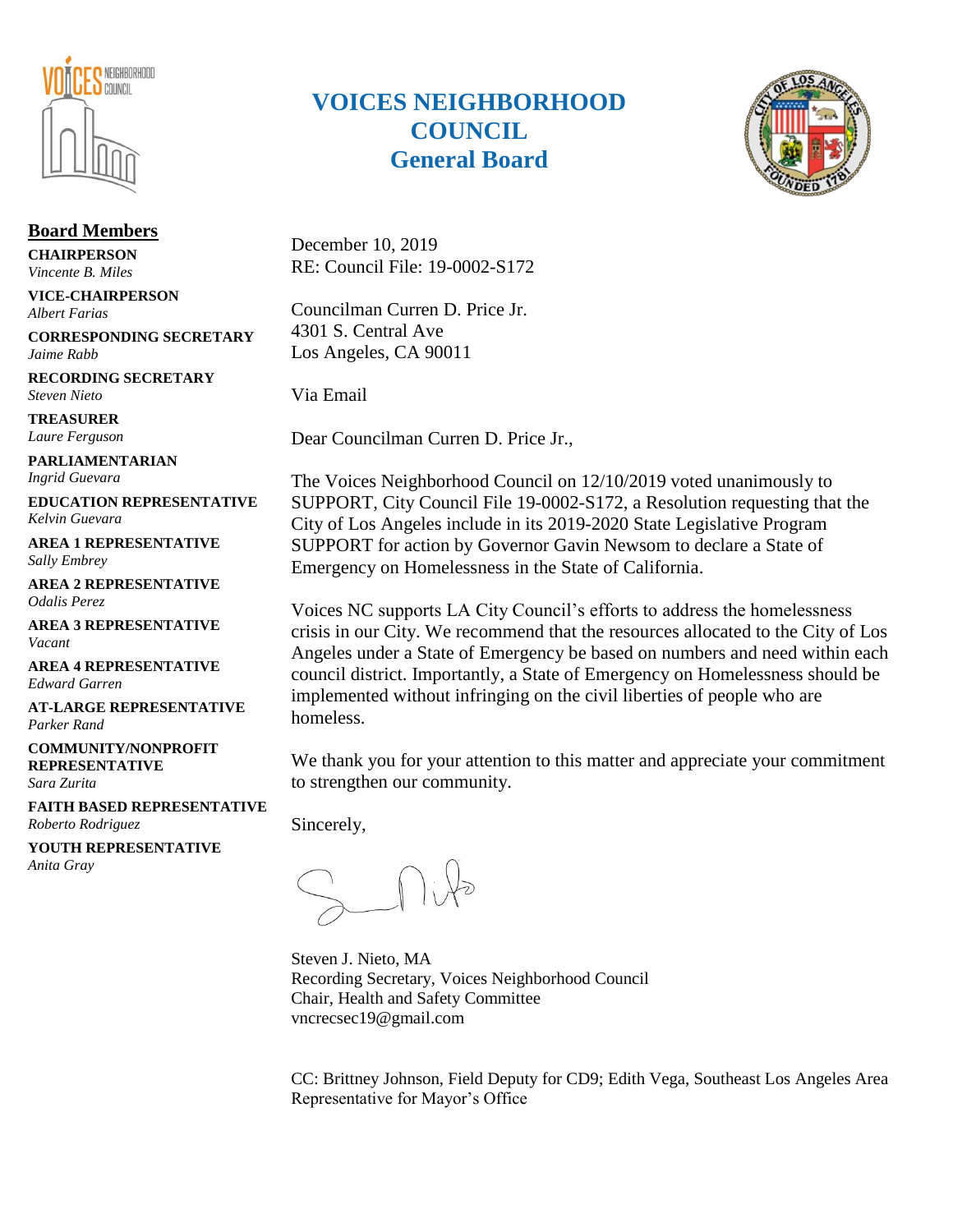# VOICES NEIGHBORHOOD COUNCIL
## General Board

**Board Members**

**CHAIRPERSON**
*Vincente B. Miles*

**VICE-CHAIRPERSON**
*Albert Farias*

**CORRESPONDING SECRETARY**
*Jaime Rabb*

**RECORDING SECRETARY**
*Steven Nieto*

**TREASURER**
*Laure Ferguson*

**PARLIAMENTARIAN**
*Ingrid Guevara*

**EDUCATION REPRESENTATIVE**
*Kelvin Guevara*

**AREA 1 REPRESENTATIVE**
*Sally Embrey*

**AREA 2 REPRESENTATIVE**
*Odalis Perez*

**AREA 3 REPRESENTATIVE**
*Vacant*

**AREA 4 REPRESENTATIVE**
*Edward Garren*

**AT-LARGE REPRESENTATIVE**
*Parker Rand*

**COMMUNITY/NONPROFIT REPRESENTATIVE**
*Sara Zurita*

**FAITH BASED REPRESENTATIVE**
*Roberto Rodriguez*

**YOUTH REPRESENTATIVE**
*Anita Gray*

December 10, 2019
RE: Council File: 19-0002-S172

Councilman Curren D. Price Jr.
4301 S. Central Ave
Los Angeles, CA 90011

Via Email

Dear Councilman Curren D. Price Jr.,

The Voices Neighborhood Council on 12/10/2019 voted unanimously to SUPPORT, City Council File 19-0002-S172, a Resolution requesting that the City of Los Angeles include in its 2019-2020 State Legislative Program SUPPORT for action by Governor Gavin Newsom to declare a State of Emergency on Homelessness in the State of California.

Voices NC supports LA City Council's efforts to address the homelessness crisis in our City. We recommend that the resources allocated to the City of Los Angeles under a State of Emergency be based on numbers and need within each council district. Importantly, a State of Emergency on Homelessness should be implemented without infringing on the civil liberties of people who are homeless.

We thank you for your attention to this matter and appreciate your commitment to strengthen our community.

Sincerely,

Steven J. Nieto, MA
Recording Secretary, Voices Neighborhood Council
Chair, Health and Safety Committee
vncrecsec19@gmail.com

CC: Brittney Johnson, Field Deputy for CD9; Edith Vega, Southeast Los Angeles Area Representative for Mayor's Office